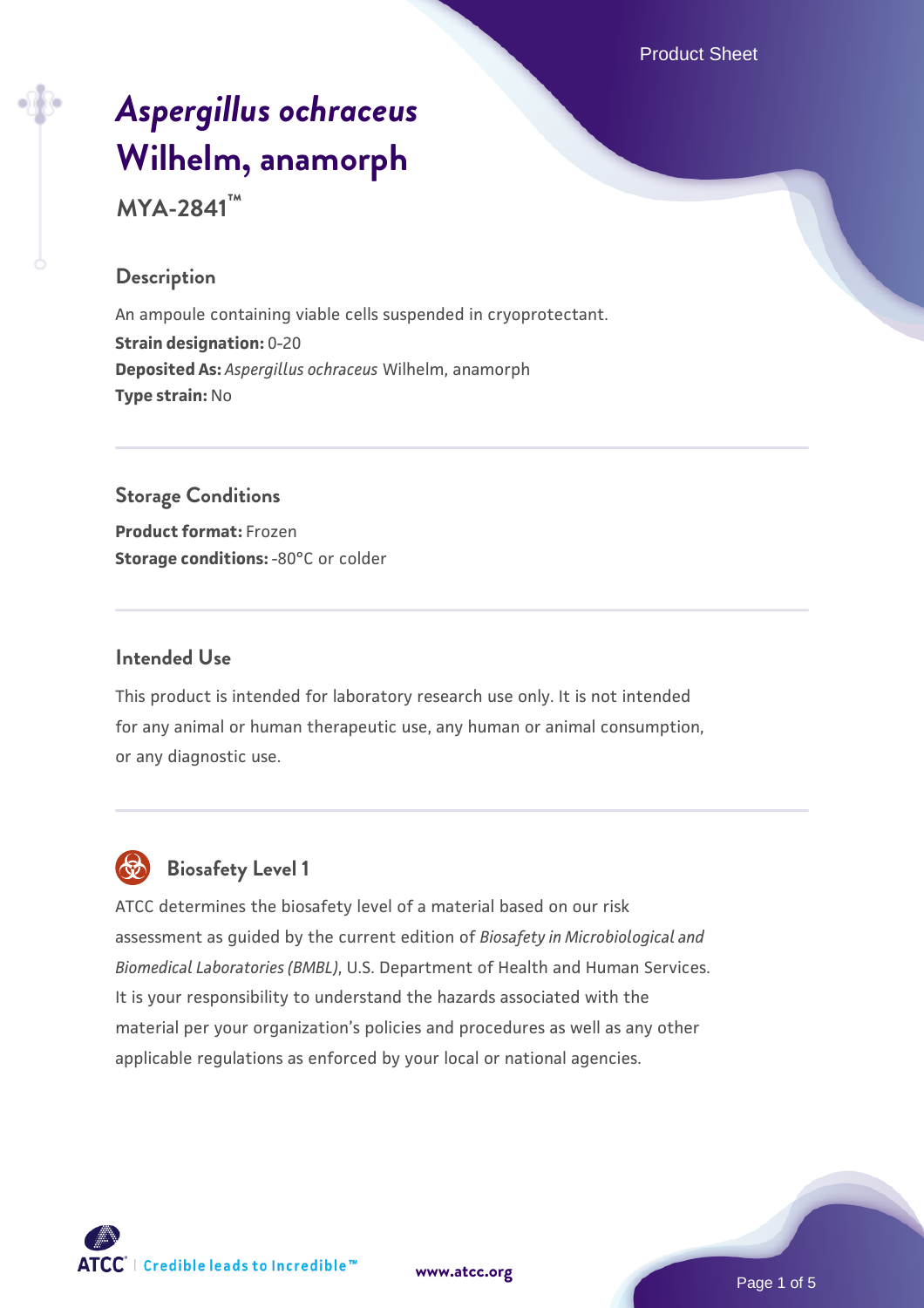# *Aspergillus ochraceus* Wilhelm, anamorph

**MYA-2841™**

## Description

An ampoule containing viable cells suspended in cryoprotectant.

**Strain designation:** 0-20

**Deposited As:** *Aspergillus ochraceus* Wilhelm, anamorph

**Type strain:** No

## Storage Conditions

**Product format:** Frozen

**Storage conditions:** -80°C or colder

## Intended Use

This product is intended for laboratory research use only. It is not intended for any animal or human therapeutic use, any human or animal consumption, or any diagnostic use.

## Biosafety Level 1

ATCC determines the biosafety level of a material based on our risk assessment as guided by the current edition of *Biosafety in Microbiological and Biomedical Laboratories (BMBL)*, U.S. Department of Health and Human Services. It is your responsibility to understand the hazards associated with the material per your organization's policies and procedures as well as any other applicable regulations as enforced by your local or national agencies.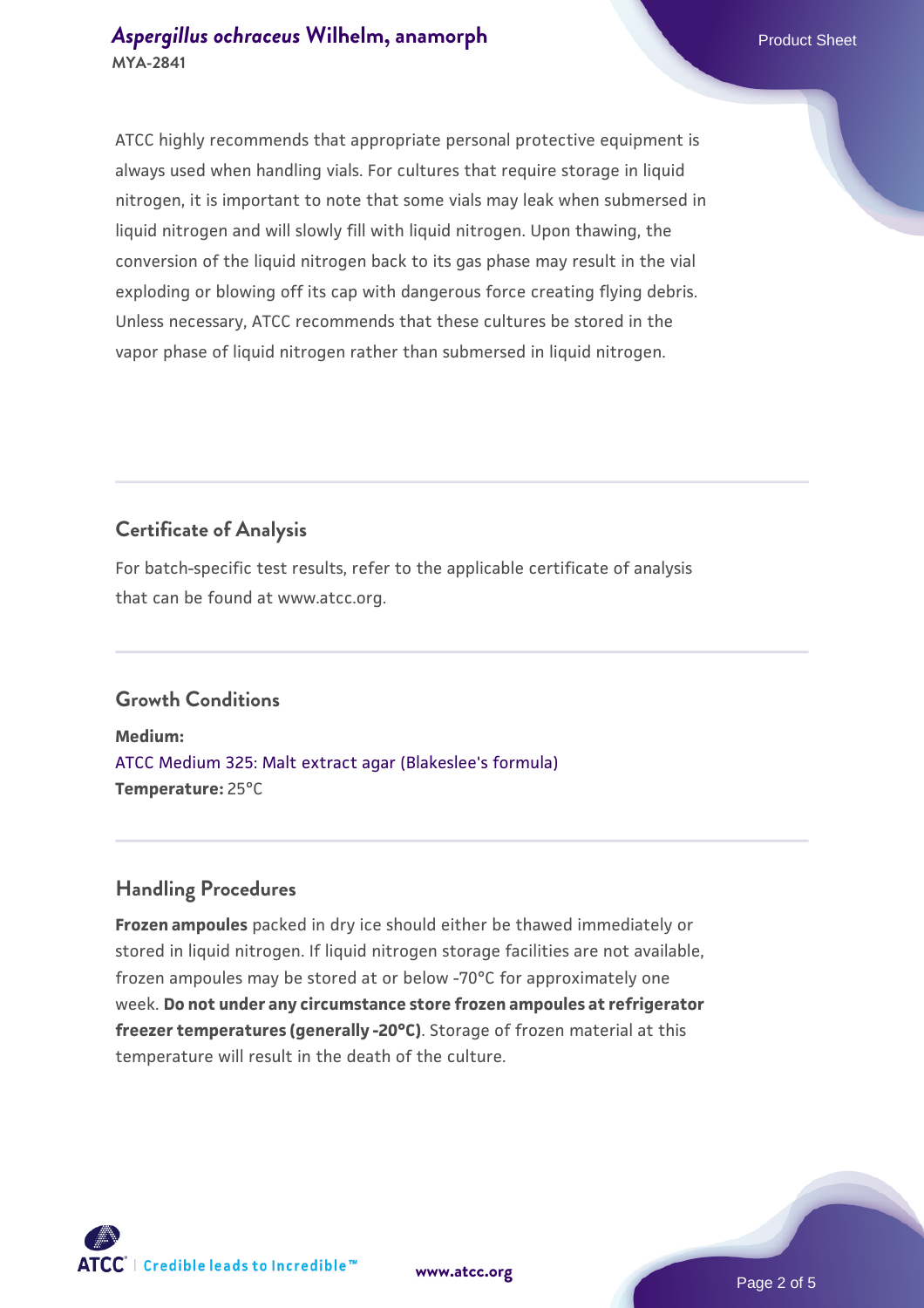ATCC highly recommends that appropriate personal protective equipment is always used when handling vials. For cultures that require storage in liquid nitrogen, it is important to note that some vials may leak when submersed in liquid nitrogen and will slowly fill with liquid nitrogen. Upon thawing, the conversion of the liquid nitrogen back to its gas phase may result in the vial exploding or blowing off its cap with dangerous force creating flying debris. Unless necessary, ATCC recommends that these cultures be stored in the vapor phase of liquid nitrogen rather than submersed in liquid nitrogen.

## Certificate of Analysis

For batch-specific test results, refer to the applicable certificate of analysis that can be found at www.atcc.org.

## Growth Conditions

**Medium:**
ATCC Medium 325: Malt extract agar (Blakeslee's formula)
**Temperature:** 25°C

## Handling Procedures

**Frozen ampoules** packed in dry ice should either be thawed immediately or stored in liquid nitrogen. If liquid nitrogen storage facilities are not available, frozen ampoules may be stored at or below -70°C for approximately one week. **Do not under any circumstance store frozen ampoules at refrigerator freezer temperatures (generally -20°C)**. Storage of frozen material at this temperature will result in the death of the culture.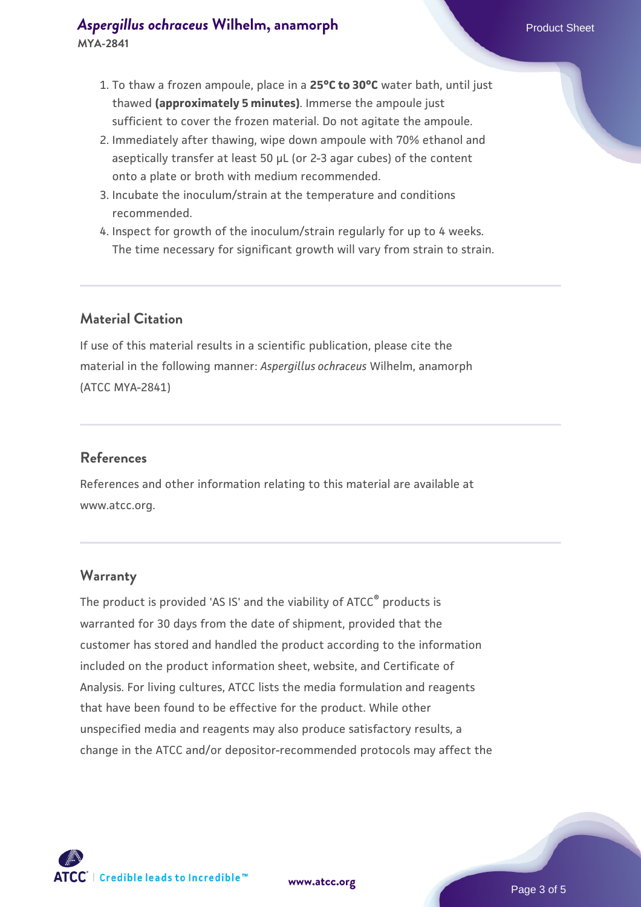1. To thaw a frozen ampoule, place in a **25°C to 30°C** water bath, until just thawed **(approximately 5 minutes)**. Immerse the ampoule just sufficient to cover the frozen material. Do not agitate the ampoule.
2. Immediately after thawing, wipe down ampoule with 70% ethanol and aseptically transfer at least 50 µL (or 2-3 agar cubes) of the content onto a plate or broth with medium recommended.
3. Incubate the inoculum/strain at the temperature and conditions recommended.
4. Inspect for growth of the inoculum/strain regularly for up to 4 weeks. The time necessary for significant growth will vary from strain to strain.

## Material Citation

If use of this material results in a scientific publication, please cite the material in the following manner: *Aspergillus ochraceus* Wilhelm, anamorph (ATCC MYA-2841)

## References

References and other information relating to this material are available at www.atcc.org.

## Warranty

The product is provided 'AS IS' and the viability of ATCC® products is warranted for 30 days from the date of shipment, provided that the customer has stored and handled the product according to the information included on the product information sheet, website, and Certificate of Analysis. For living cultures, ATCC lists the media formulation and reagents that have been found to be effective for the product. While other unspecified media and reagents may also produce satisfactory results, a change in the ATCC and/or depositor-recommended protocols may affect the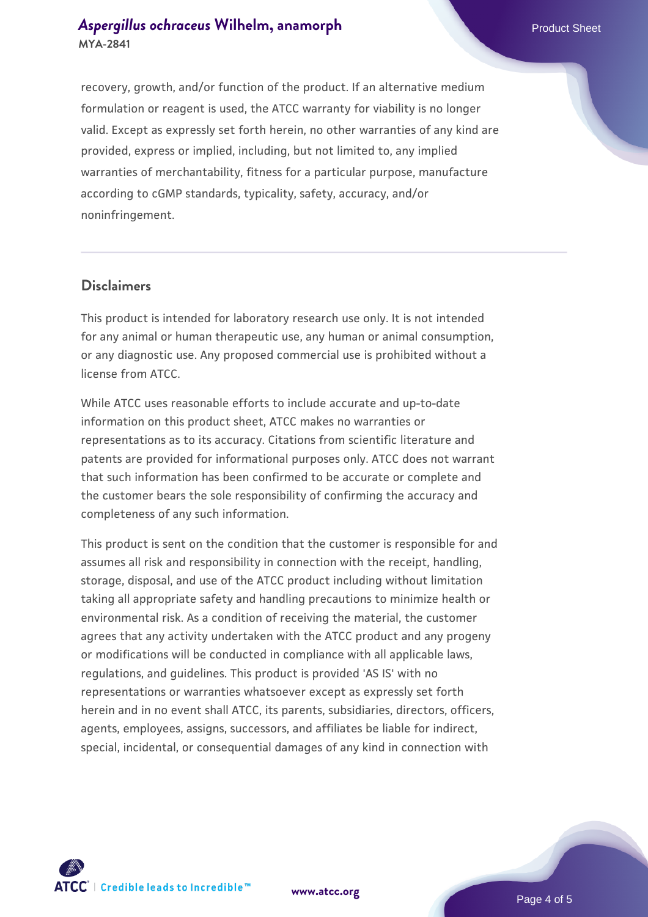recovery, growth, and/or function of the product. If an alternative medium formulation or reagent is used, the ATCC warranty for viability is no longer valid. Except as expressly set forth herein, no other warranties of any kind are provided, express or implied, including, but not limited to, any implied warranties of merchantability, fitness for a particular purpose, manufacture according to cGMP standards, typicality, safety, accuracy, and/or noninfringement.

## Disclaimers

This product is intended for laboratory research use only. It is not intended for any animal or human therapeutic use, any human or animal consumption, or any diagnostic use. Any proposed commercial use is prohibited without a license from ATCC.

While ATCC uses reasonable efforts to include accurate and up-to-date information on this product sheet, ATCC makes no warranties or representations as to its accuracy. Citations from scientific literature and patents are provided for informational purposes only. ATCC does not warrant that such information has been confirmed to be accurate or complete and the customer bears the sole responsibility of confirming the accuracy and completeness of any such information.

This product is sent on the condition that the customer is responsible for and assumes all risk and responsibility in connection with the receipt, handling, storage, disposal, and use of the ATCC product including without limitation taking all appropriate safety and handling precautions to minimize health or environmental risk. As a condition of receiving the material, the customer agrees that any activity undertaken with the ATCC product and any progeny or modifications will be conducted in compliance with all applicable laws, regulations, and guidelines. This product is provided 'AS IS' with no representations or warranties whatsoever except as expressly set forth herein and in no event shall ATCC, its parents, subsidiaries, directors, officers, agents, employees, assigns, successors, and affiliates be liable for indirect, special, incidental, or consequential damages of any kind in connection with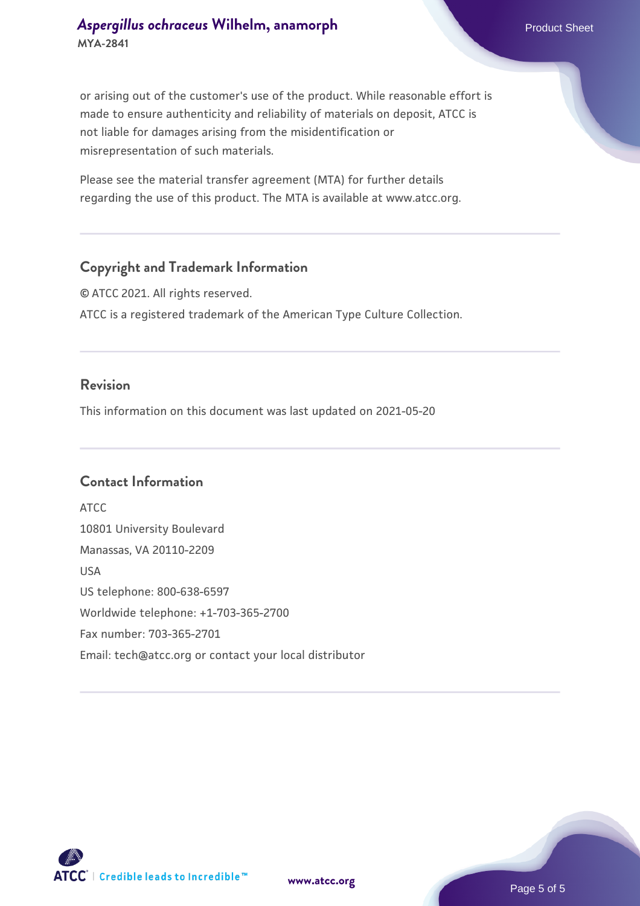or arising out of the customer's use of the product. While reasonable effort is made to ensure authenticity and reliability of materials on deposit, ATCC is not liable for damages arising from the misidentification or misrepresentation of such materials.

Please see the material transfer agreement (MTA) for further details regarding the use of this product. The MTA is available at www.atcc.org.

## Copyright and Trademark Information

© ATCC 2021. All rights reserved.

ATCC is a registered trademark of the American Type Culture Collection.

## Revision

This information on this document was last updated on 2021-05-20

## Contact Information

ATCC
10801 University Boulevard
Manassas, VA 20110-2209
USA
US telephone: 800-638-6597
Worldwide telephone: +1-703-365-2700
Fax number: 703-365-2701
Email: tech@atcc.org or contact your local distributor